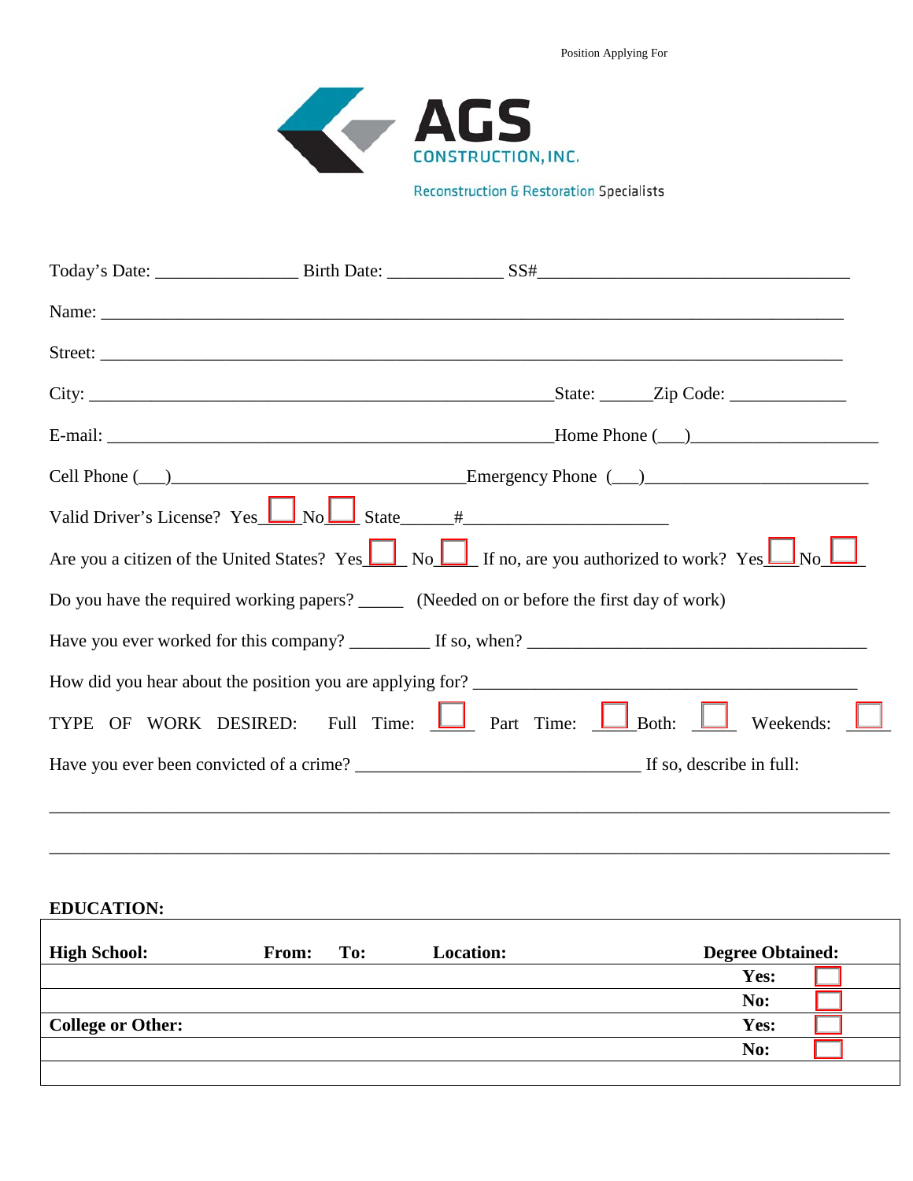Position Applying For

**AGS**
CONSTRUCTION, INC.
Reconstruction & Restoration Specialists

Today's Date: ________________ Birth Date: _____________ SS#___________________________________

Name: ___________________________________________________________________________________

Street: __________________________________________________________________________________

City: ______________________________________________________State: ______Zip Code: _____________

E-mail: ___________________________________________________Home Phone (___)_____________________

Cell Phone (___)_________________________________Emergency Phone (___)________________________

Valid Driver's License? Yes ☐ No ☐ State______#______________________

Are you a citizen of the United States? Yes ☐ No ☐ If no, are you authorized to work? Yes ☐ No ☐

Do you have the required working papers? _____ (Needed on or before the first day of work)

Have you ever worked for this company? _________ If so, when? _______________________________________

How did you hear about the position you are applying for? ___________________________________________

TYPE OF WORK DESIRED: Full Time: ☐ Part Time: ☐ Both: ☐ Weekends: ☐

Have you ever been convicted of a crime? _________________________________ If so, describe in full:

_____________________________________________________________________________________________

_____________________________________________________________________________________________

**EDUCATION:**

| **High School:** | **From:** | **To:** | **Location:** | **Degree Obtained:** | |
|---|---|---|---|---|---|
| | | | | **Yes:** | ☐ |
| | | | | **No:** | ☐ |
| **College or Other:** | | | | **Yes:** | ☐ |
| | | | | **No:** | ☐ |
| | | | | | |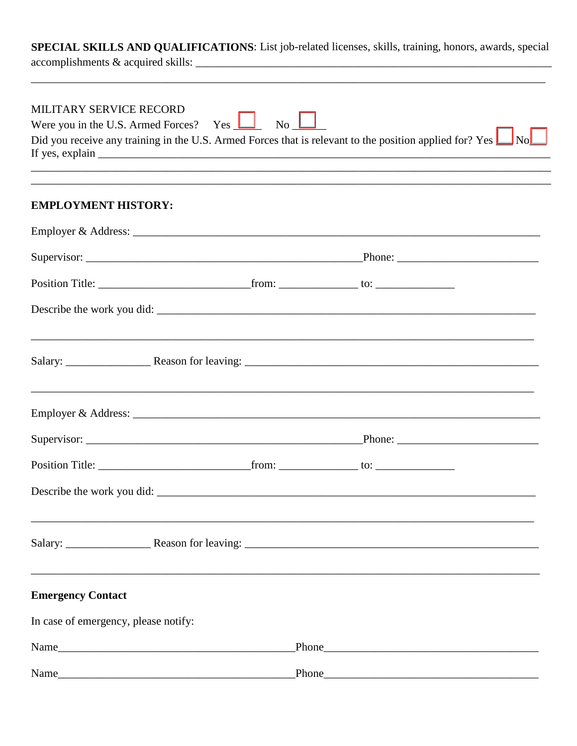**SPECIAL SKILLS AND QUALIFICATIONS**: List job-related licenses, skills, training, honors, awards, special accomplishments & acquired skills: ___________________________________________________________________

_____________________________________________________________________________________________

MILITARY SERVICE RECORD

Were you in the U.S. Armed Forces? Yes ☐ No ☐

Did you receive any training in the U.S. Armed Forces that is relevant to the position applied for? Yes ☐ No ☐

If yes, explain _______________________________________________________________________________

_____________________________________________________________________________________________

_____________________________________________________________________________________________

**EMPLOYMENT HISTORY:**

Employer & Address: ___________________________________________________________________________

Supervisor: ___________________________________________________Phone: _________________________

Position Title: ___________________________from: ______________ to: ______________

Describe the work you did: _______________________________________________________________________

_____________________________________________________________________________________________

Salary: _______________ Reason for leaving: ____________________________________________________

_____________________________________________________________________________________________

Employer & Address: ___________________________________________________________________________

Supervisor: ___________________________________________________Phone: _________________________

Position Title: ___________________________from: ______________ to: ______________

Describe the work you did: _______________________________________________________________________

_____________________________________________________________________________________________

Salary: _______________ Reason for leaving: ____________________________________________________

_____________________________________________________________________________________________

**Emergency Contact**

In case of emergency, please notify:

Name___________________________________________Phone_______________________________________

Name___________________________________________Phone_______________________________________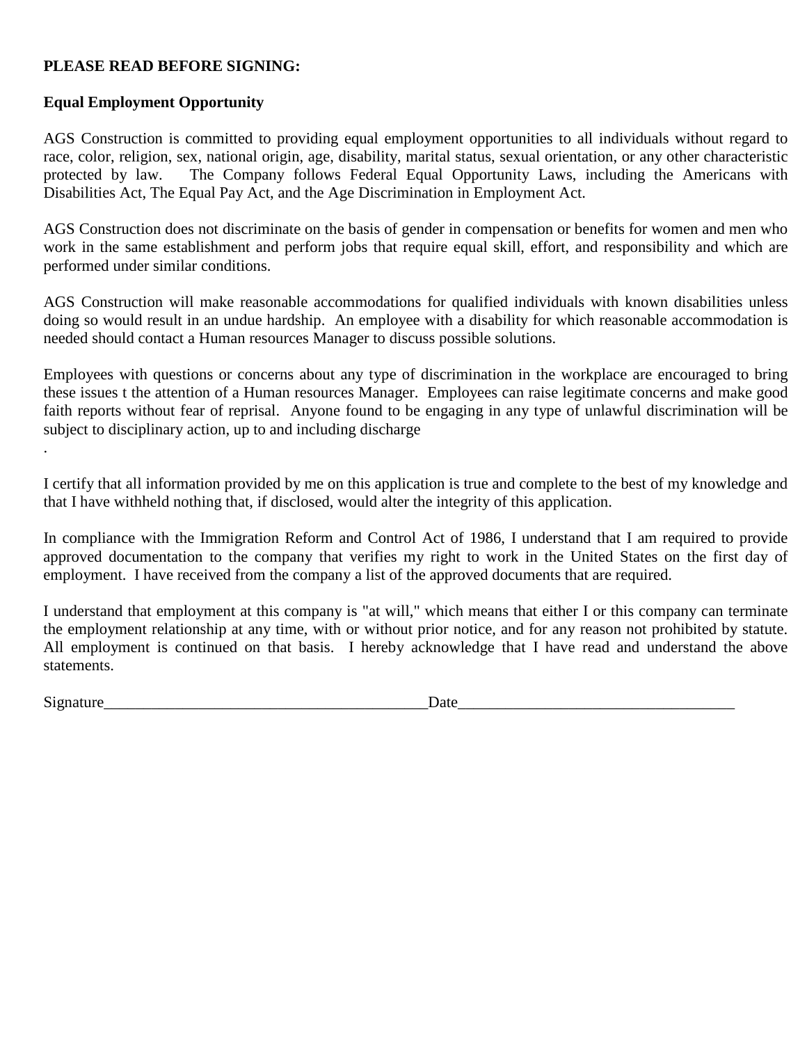**PLEASE READ BEFORE SIGNING:**

**Equal Employment Opportunity**

AGS Construction is committed to providing equal employment opportunities to all individuals without regard to race, color, religion, sex, national origin, age, disability, marital status, sexual orientation, or any other characteristic protected by law. The Company follows Federal Equal Opportunity Laws, including the Americans with Disabilities Act, The Equal Pay Act, and the Age Discrimination in Employment Act.

AGS Construction does not discriminate on the basis of gender in compensation or benefits for women and men who work in the same establishment and perform jobs that require equal skill, effort, and responsibility and which are performed under similar conditions.

AGS Construction will make reasonable accommodations for qualified individuals with known disabilities unless doing so would result in an undue hardship. An employee with a disability for which reasonable accommodation is needed should contact a Human resources Manager to discuss possible solutions.

Employees with questions or concerns about any type of discrimination in the workplace are encouraged to bring these issues t the attention of a Human resources Manager. Employees can raise legitimate concerns and make good faith reports without fear of reprisal. Anyone found to be engaging in any type of unlawful discrimination will be subject to disciplinary action, up to and including discharge

.

I certify that all information provided by me on this application is true and complete to the best of my knowledge and that I have withheld nothing that, if disclosed, would alter the integrity of this application.

In compliance with the Immigration Reform and Control Act of 1986, I understand that I am required to provide approved documentation to the company that verifies my right to work in the United States on the first day of employment. I have received from the company a list of the approved documents that are required.

I understand that employment at this company is "at will," which means that either I or this company can terminate the employment relationship at any time, with or without prior notice, and for any reason not prohibited by statute. All employment is continued on that basis. I hereby acknowledge that I have read and understand the above statements.

Signature_________________________________________Date___________________________________